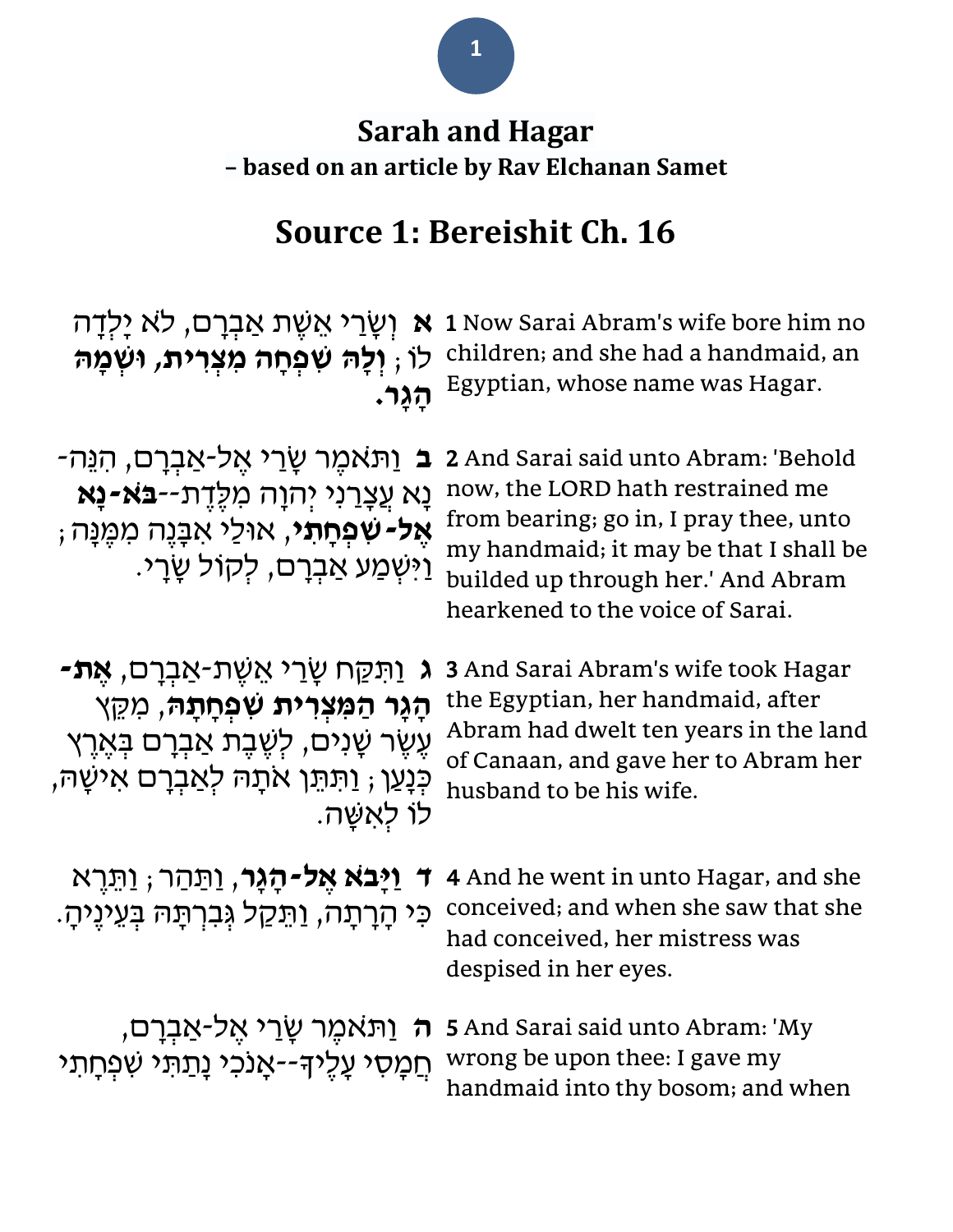# Sarah and Hagar

**– based on an article by Rav Elchanan Samet**

## Source 1: Bereishit Ch. 16

| | |
|---|---|
| **א** וְשָׂרַי אֵשֶׁת אַבְרָם, לֹא יָלְדָה לוֹ ; **וְלָהּ שִׁפְחָה מִצְרִית, וּשְׁמָהּ הָגָר.** | **1** Now Sarai Abram's wife bore him no children; and she had a handmaid, an Egyptian, whose name was Hagar. |
| **ב** וַתֹּאמֶר שָׂרַי אֶל-אַבְרָם, הִנֵּה-נָא עֲצָרַנִי יְהוָה מִלֶּדֶת--**בֹּא-נָא אֶל-שִׁפְחָתִי**, אוּלַי אִבָּנֶה מִמֶּנָּה ; וַיִּשְׁמַע אַבְרָם, לְקוֹל שָׂרָי. | **2** And Sarai said unto Abram: 'Behold now, the LORD hath restrained me from bearing; go in, I pray thee, unto my handmaid; it may be that I shall be builded up through her.' And Abram hearkened to the voice of Sarai. |
| **ג** וַתִּקַּח שָׂרַי אֵשֶׁת-אַבְרָם, **אֶת-הָגָר הַמִּצְרִית שִׁפְחָתָהּ**, מִקֵּץ עֶשֶׂר שָׁנִים, לְשֶׁבֶת אַבְרָם בְּאֶרֶץ כְּנָעַן ; וַתִּתֵּן אֹתָהּ לְאַבְרָם אִישָׁהּ, לוֹ לְאִשָּׁה. | **3** And Sarai Abram's wife took Hagar the Egyptian, her handmaid, after Abram had dwelt ten years in the land of Canaan, and gave her to Abram her husband to be his wife. |
| **ד** **וַיָּבֹא אֶל-הָגָר**, וַתַּהַר ; וַתֵּרֶא כִּי הָרָתָה, וַתֵּקַל גְּבִרְתָּהּ בְּעֵינֶיהָ. | **4** And he went in unto Hagar, and she conceived; and when she saw that she had conceived, her mistress was despised in her eyes. |
| **ה** וַתֹּאמֶר שָׂרַי אֶל-אַבְרָם, חֲמָסִי עָלֶיךָ--אָנֹכִי נָתַתִּי שִׁפְחָתִי | **5** And Sarai said unto Abram: 'My wrong be upon thee: I gave my handmaid into thy bosom; and when |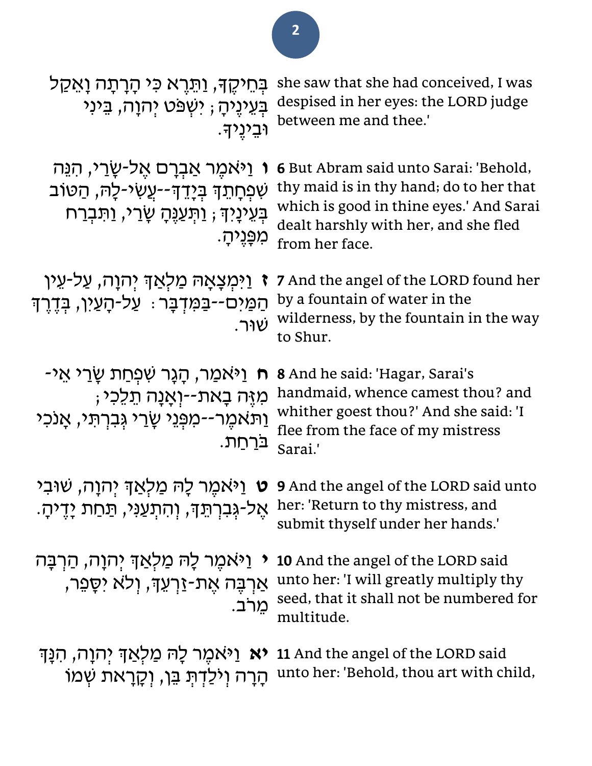| | |
|---|---|
| בְּחֵיקֶךָ, וַתֵּרֶא כִּי הָרָתָה וָאֵקַל בְּעֵינֶיהָ; יִשְׁפֹּט יְהוָה, בֵּינִי וּבֵינֶיךָ. | she saw that she had conceived, I was despised in her eyes: the LORD judge between me and thee.' |
| **ו** וַיֹּאמֶר אַבְרָם אֶל-שָׂרַי, הִנֵּה שִׁפְחָתֵךְ בְּיָדֵךְ--עֲשִׂי-לָהּ, הַטּוֹב בְּעֵינָיִךְ; וַתְּעַנֶּהָ שָׂרַי, וַתִּבְרַח מִפָּנֶיהָ. | **6** But Abram said unto Sarai: 'Behold, thy maid is in thy hand; do to her that which is good in thine eyes.' And Sarai dealt harshly with her, and she fled from her face. |
| **ז** וַיִּמְצָאָהּ מַלְאַךְ יְהוָה, עַל-עֵין הַמַּיִם--בַּמִּדְבָּר: עַל-הָעַיִן, בְּדֶרֶךְ שׁוּר. | **7** And the angel of the LORD found her by a fountain of water in the wilderness, by the fountain in the way to Shur. |
| **ח** וַיֹּאמַר, הָגָר שִׁפְחַת שָׂרַי אֵי-מִזֶּה בָאת--וְאָנָה תֵלֵכִי; וַתֹּאמֶר--מִפְּנֵי שָׂרַי גְּבִרְתִּי, אָנֹכִי בֹּרַחַת. | **8** And he said: 'Hagar, Sarai's handmaid, whence camest thou? and whither goest thou?' And she said: 'I flee from the face of my mistress Sarai.' |
| **ט** וַיֹּאמֶר לָהּ מַלְאַךְ יְהוָה, שׁוּבִי אֶל-גְּבִרְתֵּךְ, וְהִתְעַנִּי, תַּחַת יָדֶיהָ. | **9** And the angel of the LORD said unto her: 'Return to thy mistress, and submit thyself under her hands.' |
| **י** וַיֹּאמֶר לָהּ מַלְאַךְ יְהוָה, הַרְבָּה אַרְבֶּה אֶת-זַרְעֵךְ, וְלֹא יִסָּפֵר, מֵרֹב. | **10** And the angel of the LORD said unto her: 'I will greatly multiply thy seed, that it shall not be numbered for multitude. |
| **יא** וַיֹּאמֶר לָהּ מַלְאַךְ יְהוָה, הִנָּךְ הָרָה וְיֹלַדְתְּ בֵּן, וְקָרָאת שְׁמוֹ | **11** And the angel of the LORD said unto her: 'Behold, thou art with child, |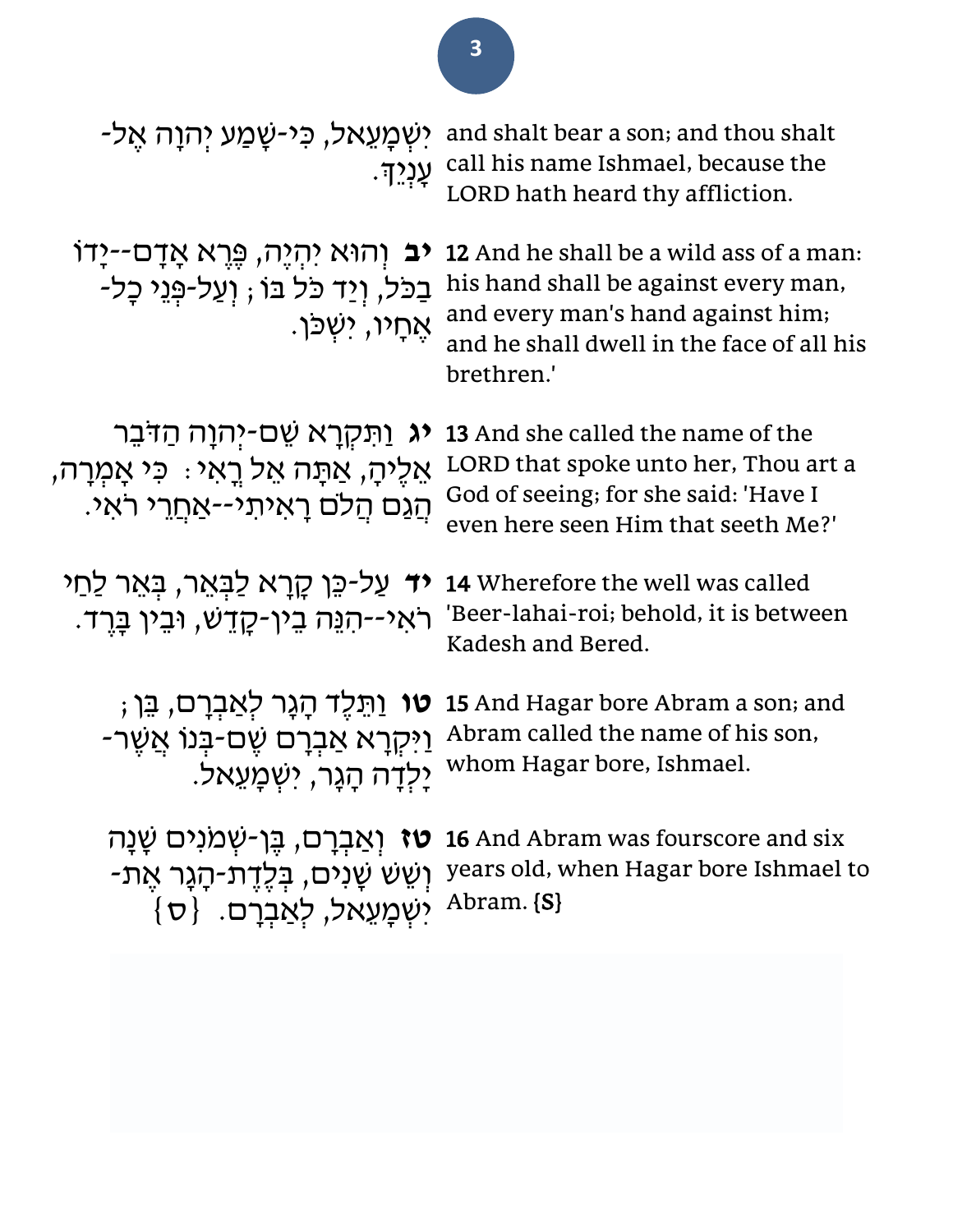| | |
|---|---|
| יִשְׁמָעֵאל, כִּי-שָׁמַע יְהוָה אֶל-עָנְיֵךְ. | and shalt bear a son; and thou shalt call his name Ishmael, because the LORD hath heard thy affliction. |
| **יב** וְהוּא יִהְיֶה, פֶּרֶא אָדָם--יָדוֹ בַכֹּל, וְיַד כֹּל בּוֹ; וְעַל-פְּנֵי כָל-אֶחָיו, יִשְׁכֹּן. | **12** And he shall be a wild ass of a man: his hand shall be against every man, and every man's hand against him; and he shall dwell in the face of all his brethren.' |
| **יג** וַתִּקְרָא שֵׁם-יְהוָה הַדֹּבֵר אֵלֶיהָ, אַתָּה אֵל רֳאִי: כִּי אָמְרָה, הֲגַם הֲלֹם רָאִיתִי--אַחֲרֵי רֹאִי. | **13** And she called the name of the LORD that spoke unto her, Thou art a God of seeing; for she said: 'Have I even here seen Him that seeth Me?' |
| **יד** עַל-כֵּן קָרָא לַבְּאֵר, בְּאֵר לַחַי רֹאִי--הִנֵּה בֵין-קָדֵשׁ, וּבֵין בָּרֶד. | **14** Wherefore the well was called 'Beer-lahai-roi; behold, it is between Kadesh and Bered. |
| **טו** וַתֵּלֶד הָגָר לְאַבְרָם, בֵּן; וַיִּקְרָא אַבְרָם שֶׁם-בְּנוֹ אֲשֶׁר-יָלְדָה הָגָר, יִשְׁמָעֵאל. | **15** And Hagar bore Abram a son; and Abram called the name of his son, whom Hagar bore, Ishmael. |
| **טז** וְאַבְרָם, בֶּן-שְׁמֹנִים שָׁנָה וְשֵׁשׁ שָׁנִים, בְּלֶדֶת-הָגָר אֶת-יִשְׁמָעֵאל, לְאַבְרָם. {ס} | **16** And Abram was fourscore and six years old, when Hagar bore Ishmael to Abram. **{S}** |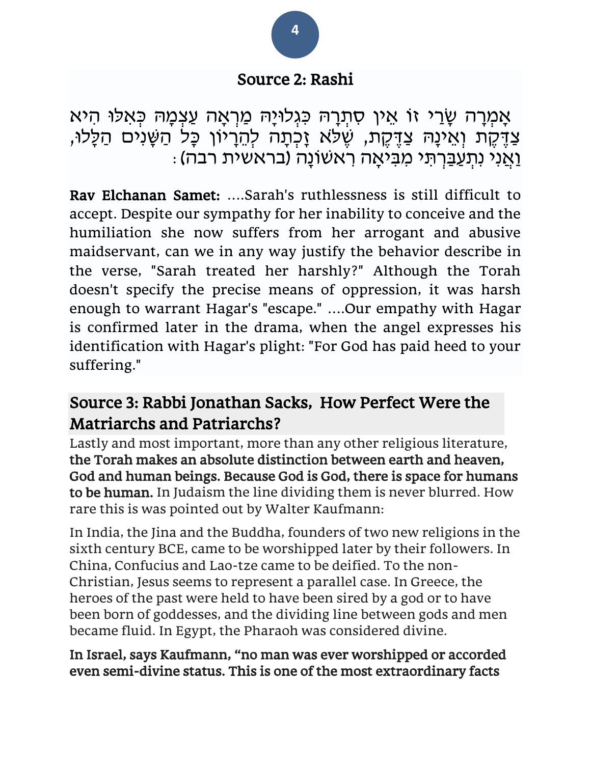## Source 2: Rashi

אָמְרָה שָׂרַי זוֹ אֵין סִתְרָהּ כְּגִלּוּיָהּ מַרְאָה עַצְמָהּ כְּאִלּוּ הִיא צַדֶּקֶת וְאֵינָהּ צַדֶּקֶת, שֶׁלֹּא זָכְתָה לְהֵרָיוֹן כָּל הַשָּׁנִים הַלָּלוּ, וַאֲנִי נִתְעַבַּרְתִּי מִבִּיאָה רִאשׁוֹנָה (בראשית רבה):

**Rav Elchanan Samet:** ....Sarah's ruthlessness is still difficult to accept. Despite our sympathy for her inability to conceive and the humiliation she now suffers from her arrogant and abusive maidservant, can we in any way justify the behavior describe in the verse, "Sarah treated her harshly?" Although the Torah doesn't specify the precise means of oppression, it was harsh enough to warrant Hagar's "escape." ....Our empathy with Hagar is confirmed later in the drama, when the angel expresses his identification with Hagar's plight: "For God has paid heed to your suffering."

## Source 3: Rabbi Jonathan Sacks, How Perfect Were the Matriarchs and Patriarchs?

Lastly and most important, more than any other religious literature, **the Torah makes an absolute distinction between earth and heaven, God and human beings. Because God is God, there is space for humans to be human.** In Judaism the line dividing them is never blurred. How rare this is was pointed out by Walter Kaufmann:

In India, the Jina and the Buddha, founders of two new religions in the sixth century BCE, came to be worshipped later by their followers. In China, Confucius and Lao-tze came to be deified. To the non-Christian, Jesus seems to represent a parallel case. In Greece, the heroes of the past were held to have been sired by a god or to have been born of goddesses, and the dividing line between gods and men became fluid. In Egypt, the Pharaoh was considered divine.

**In Israel, says Kaufmann, "no man was ever worshipped or accorded even semi-divine status. This is one of the most extraordinary facts**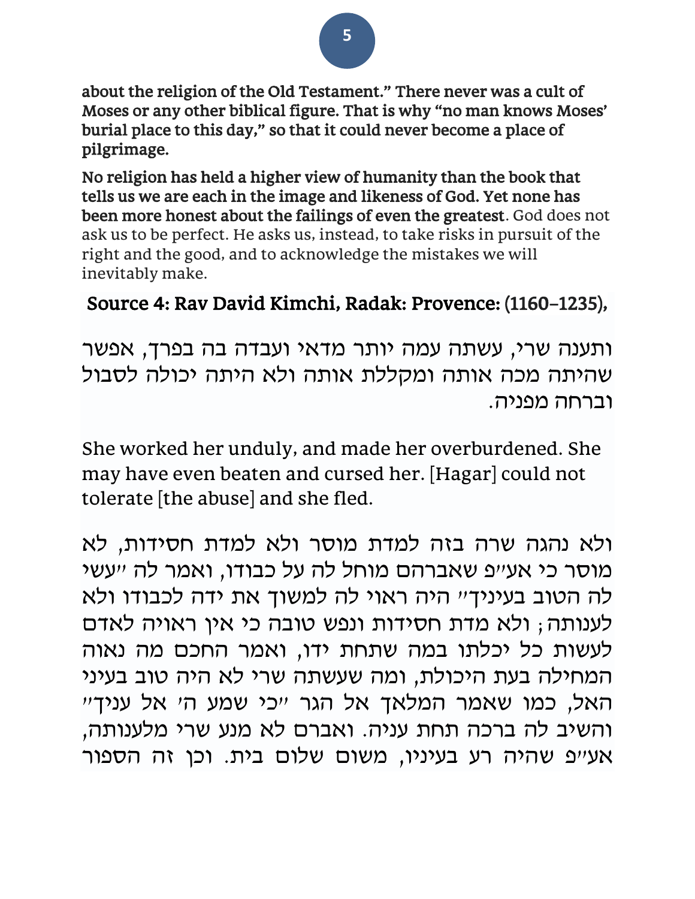**about the religion of the Old Testament." There never was a cult of Moses or any other biblical figure. That is why "no man knows Moses' burial place to this day," so that it could never become a place of pilgrimage.**

**No religion has held a higher view of humanity than the book that tells us we are each in the image and likeness of God. Yet none has been more honest about the failings of even the greatest**. God does not ask us to be perfect. He asks us, instead, to take risks in pursuit of the right and the good, and to acknowledge the mistakes we will inevitably make.

**Source 4: Rav David Kimchi, Radak: Provence: (1160–1235),**

ותענה שרי, עשתה עמה יותר מדאי ועבדה בה בפרך, אפשר שהיתה מכה אותה ומקללת אותה ולא היתה יכולה לסבול וברחה מפניה.

She worked her unduly, and made her overburdened. She may have even beaten and cursed her. [Hagar] could not tolerate [the abuse] and she fled.

ולא נהגה שרה בזה למדת מוסר ולא למדת חסידות, לא מוסר כי אע"פ שאברהם מוחל לה על כבודו, ואמר לה "עשי לה הטוב בעיניך" היה ראוי לה למשוך את ידה לכבודו ולא לענותה; ולא מדת חסידות ונפש טובה כי אין ראויה לאדם לעשות כל יכלתו במה שתחת ידו, ואמר החכם מה נאוה המחילה בעת היכולת, ומה שעשתה שרי לא היה טוב בעיני האל, כמו שאמר המלאך אל הגר "כי שמע ה' אל עניך" והשיב לה ברכה תחת עניה. ואברם לא מנע שרי מלענותה, אע"פ שהיה רע בעיניו, משום שלום בית. וכן זה הספור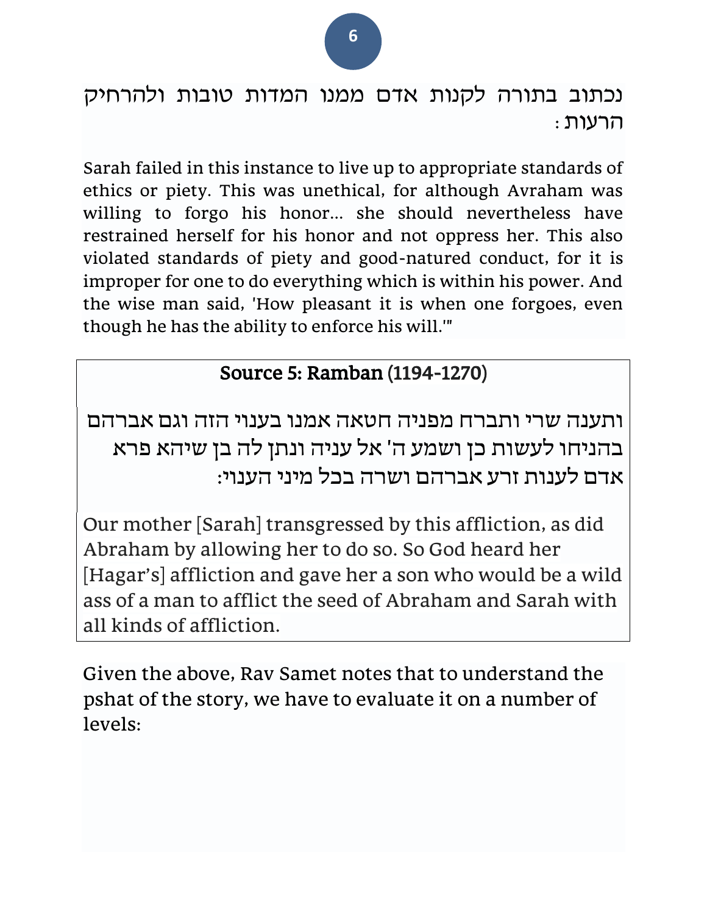נכתוב בתורה לקנות אדם ממנו המדות טובות ולהרחיק הרעות:

Sarah failed in this instance to live up to appropriate standards of ethics or piety. This was unethical, for although Avraham was willing to forgo his honor... she should nevertheless have restrained herself for his honor and not oppress her. This also violated standards of piety and good-natured conduct, for it is improper for one to do everything which is within his power. And the wise man said, 'How pleasant it is when one forgoes, even though he has the ability to enforce his will.'"

## Source 5: Ramban (1194-1270)

ותענה שרי ותברח מפניה חטאה אמנו בענוי הזה וגם אברהם בהניחו לעשות כן ושמע ה' אל עניה ונתן לה בן שיהא פרא אדם לענות זרע אברהם ושרה בכל מיני הענוי:

Our mother [Sarah] transgressed by this affliction, as did Abraham by allowing her to do so. So God heard her [Hagar's] affliction and gave her a son who would be a wild ass of a man to afflict the seed of Abraham and Sarah with all kinds of affliction.

Given the above, Rav Samet notes that to understand the pshat of the story, we have to evaluate it on a number of levels: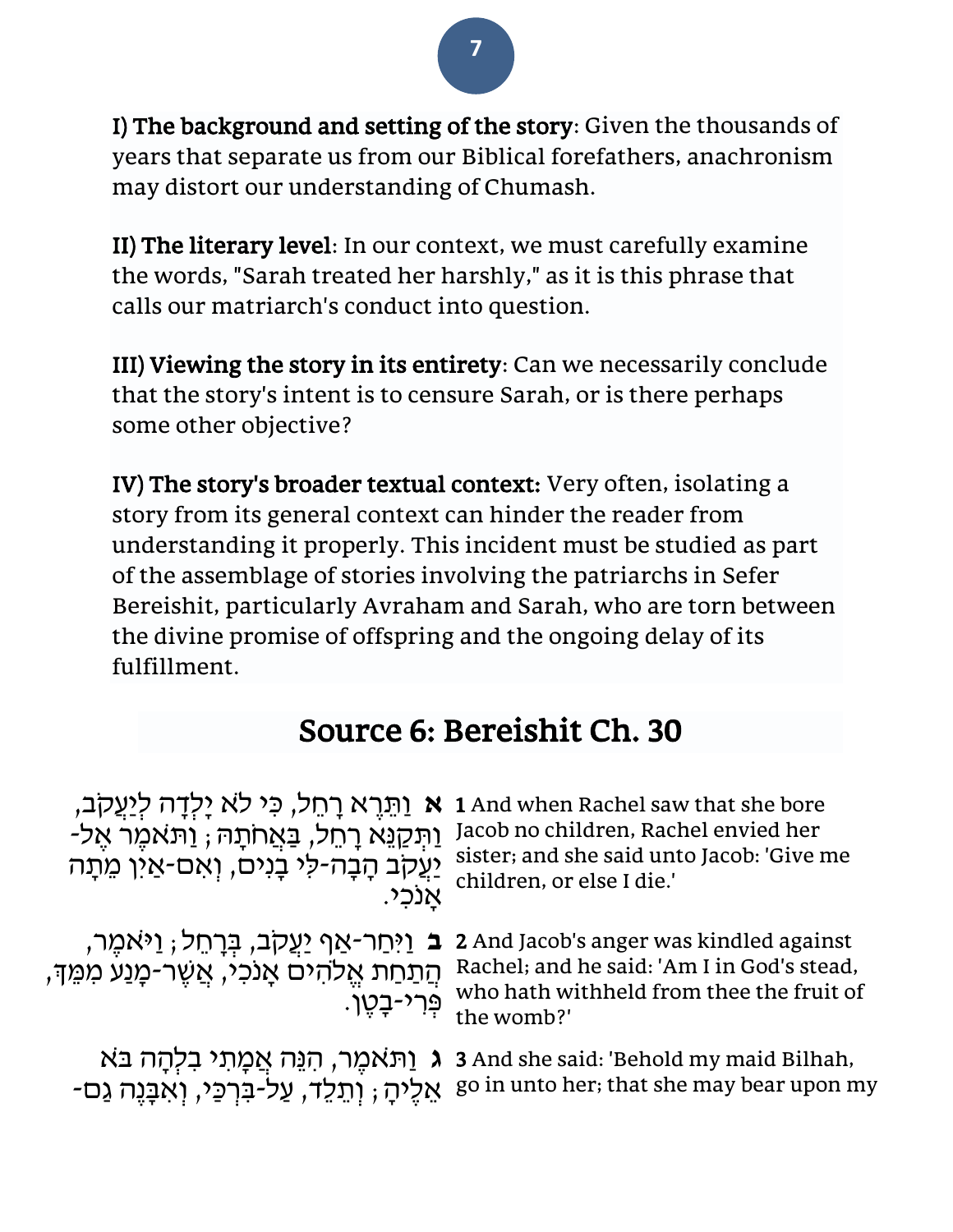**I) The background and setting of the story**: Given the thousands of years that separate us from our Biblical forefathers, anachronism may distort our understanding of Chumash.

**II) The literary level**: In our context, we must carefully examine the words, "Sarah treated her harshly," as it is this phrase that calls our matriarch's conduct into question.

**III) Viewing the story in its entirety**: Can we necessarily conclude that the story's intent is to censure Sarah, or is there perhaps some other objective?

**IV) The story's broader textual context:** Very often, isolating a story from its general context can hinder the reader from understanding it properly. This incident must be studied as part of the assemblage of stories involving the patriarchs in Sefer Bereishit, particularly Avraham and Sarah, who are torn between the divine promise of offspring and the ongoing delay of its fulfillment.

## Source 6: Bereishit Ch. 30

| | |
|---|---|
| **א** וַתֵּרֶא רָחֵל, כִּי לֹא יָלְדָה לְיַעֲקֹב, וַתְּקַנֵּא רָחֵל, בַּאֲחֹתָהּ; וַתֹּאמֶר אֶל-יַעֲקֹב הָבָה-לִּי בָנִים, וְאִם-אַיִן מֵתָה אָנֹכִי. | **1** And when Rachel saw that she bore Jacob no children, Rachel envied her sister; and she said unto Jacob: 'Give me children, or else I die.' |
| **ב** וַיִּחַר-אַף יַעֲקֹב, בְּרָחֵל; וַיֹּאמֶר, הֲתַחַת אֱלֹהִים אָנֹכִי, אֲשֶׁר-מָנַע מִמֵּךְ, פְּרִי-בָטֶן. | **2** And Jacob's anger was kindled against Rachel; and he said: 'Am I in God's stead, who hath withheld from thee the fruit of the womb?' |
| **ג** וַתֹּאמֶר, הִנֵּה אֲמָתִי בִלְהָה בֹּא אֵלֶיהָ; וְתֵלֵד, עַל-בִּרְכַּי, וְאִבָּנֶה גַם- | **3** And she said: 'Behold my maid Bilhah, go in unto her; that she may bear upon my |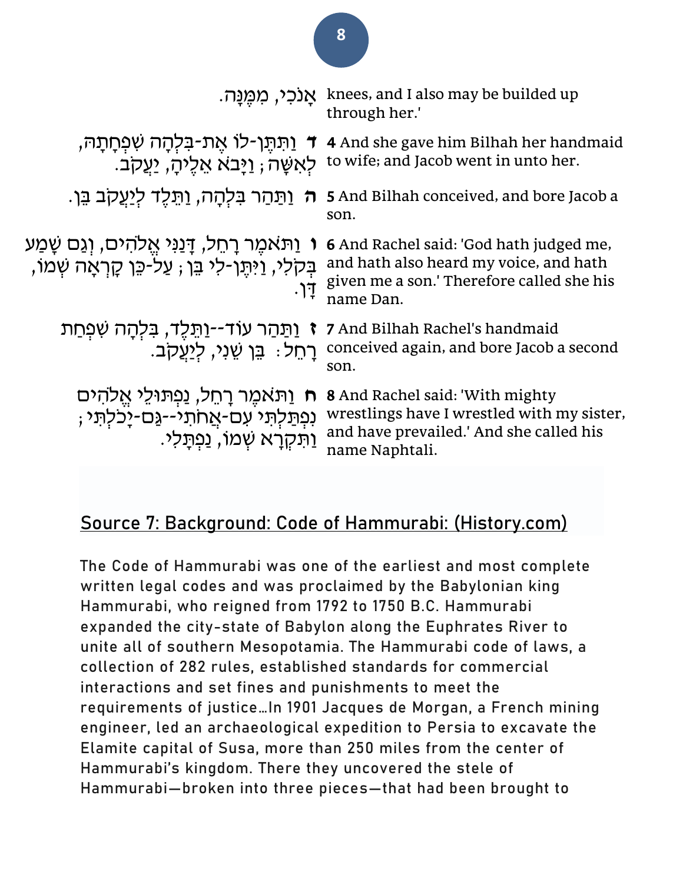| | |
|---|---|
| אָנֹכִי, מִמֶּנָּה. | knees, and I also may be builded up through her.' |
| **ד** וַתִּתֶּן-לוֹ אֶת-בִּלְהָה שִׁפְחָתָהּ, לְאִשָּׁה; וַיָּבֹא אֵלֶיהָ, יַעֲקֹב. | **4** And she gave him Bilhah her handmaid to wife; and Jacob went in unto her. |
| **ה** וַתַּהַר בִּלְהָה, וַתֵּלֶד לְיַעֲקֹב בֵּן. | **5** And Bilhah conceived, and bore Jacob a son. |
| **ו** וַתֹּאמֶר רָחֵל, דָּנַנִּי אֱלֹהִים, וְגַם שָׁמַע בְּקֹלִי, וַיִּתֶּן-לִי בֵּן; עַל-כֵּן קָרְאָה שְׁמוֹ, דָּן. | **6** And Rachel said: 'God hath judged me, and hath also heard my voice, and hath given me a son.' Therefore called she his name Dan. |
| **ז** וַתַּהַר עוֹד--וַתֵּלֶד, בִּלְהָה שִׁפְחַת רָחֵל: בֵּן שֵׁנִי, לְיַעֲקֹב. | **7** And Bilhah Rachel's handmaid conceived again, and bore Jacob a second son. |
| **ח** וַתֹּאמֶר רָחֵל, נַפְתּוּלֵי אֱלֹהִים נִפְתַּלְתִּי עִם-אֲחֹתִי--גַּם-יָכֹלְתִּי; וַתִּקְרָא שְׁמוֹ, נַפְתָּלִי. | **8** And Rachel said: 'With mighty wrestlings have I wrestled with my sister, and have prevailed.' And she called his name Naphtali. |

## Source 7: Background: Code of Hammurabi: (History.com)

The Code of Hammurabi was one of the earliest and most complete written legal codes and was proclaimed by the Babylonian king Hammurabi, who reigned from 1792 to 1750 B.C. Hammurabi expanded the city-state of Babylon along the Euphrates River to unite all of southern Mesopotamia. The Hammurabi code of laws, a collection of 282 rules, established standards for commercial interactions and set fines and punishments to meet the requirements of justice…In 1901 Jacques de Morgan, a French mining engineer, led an archaeological expedition to Persia to excavate the Elamite capital of Susa, more than 250 miles from the center of Hammurabi's kingdom. There they uncovered the stele of Hammurabi—broken into three pieces—that had been brought to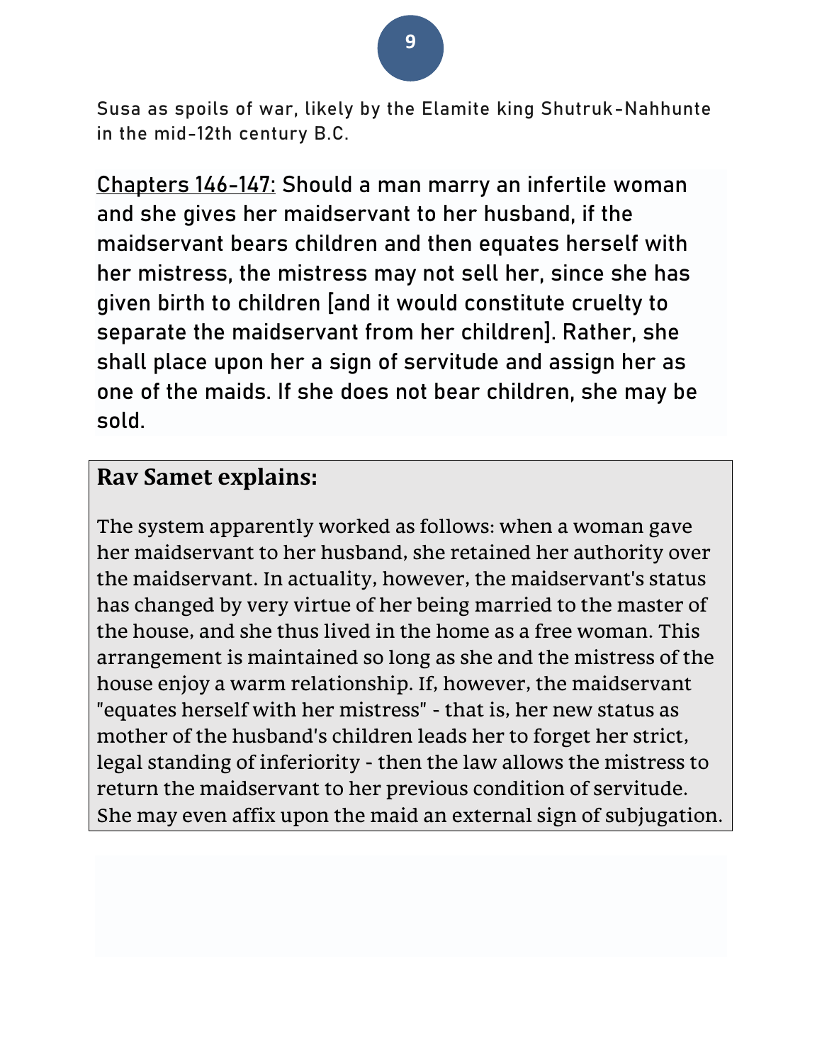Susa as spoils of war, likely by the Elamite king Shutruk-Nahhunte in the mid-12th century B.C.

Chapters 146-147: Should a man marry an infertile woman and she gives her maidservant to her husband, if the maidservant bears children and then equates herself with her mistress, the mistress may not sell her, since she has given birth to children [and it would constitute cruelty to separate the maidservant from her children]. Rather, she shall place upon her a sign of servitude and assign her as one of the maids. If she does not bear children, she may be sold.

**Rav Samet explains:**

The system apparently worked as follows: when a woman gave her maidservant to her husband, she retained her authority over the maidservant. In actuality, however, the maidservant's status has changed by very virtue of her being married to the master of the house, and she thus lived in the home as a free woman. This arrangement is maintained so long as she and the mistress of the house enjoy a warm relationship. If, however, the maidservant "equates herself with her mistress" - that is, her new status as mother of the husband's children leads her to forget her strict, legal standing of inferiority - then the law allows the mistress to return the maidservant to her previous condition of servitude. She may even affix upon the maid an external sign of subjugation.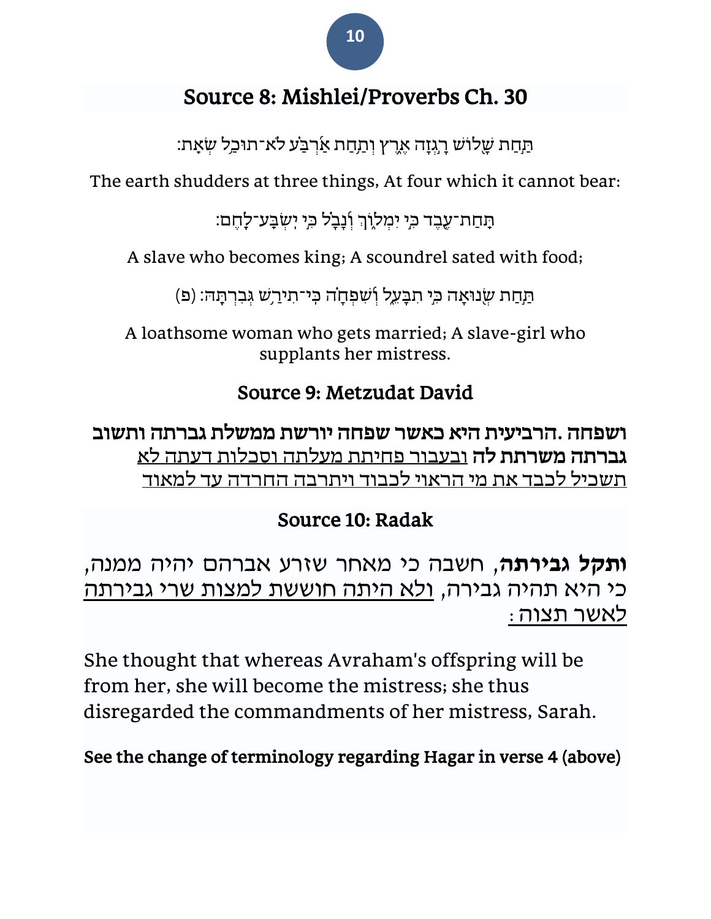## Source 8: Mishlei/Proverbs Ch. 30

תַּחַת שָׁלֹושׁ רָגְזָה אֶרֶץ וְתַחַת אַרְבַּע לֹא־תוּכַל שְׂאֵת׃

The earth shudders at three things, At four which it cannot bear:

תַּחַת־עֶבֶד כִּי יִמְלוֹךְ וְנָבָל כִּי יִשְׂבַּע־לָחֶם׃

A slave who becomes king; A scoundrel sated with food;

תַּחַת שְׂנוּאָה כִּי תִבָּעֵל וְשִׁפְחָה כִּי־תִירַשׁ גְּבִרְתָּהּ׃ (פ)

A loathsome woman who gets married; A slave-girl who supplants her mistress.

## Source 9: Metzudat David

**ושפחה .הרביעית היא כאשר שפחה יורשת ממשלת גברתה ותשוב גברתה משרתת לה** ובעבור פחיתת מעלתה וסכלות דעתה לא תשכיל לכבד את מי הראוי לכבוד ויתרבה החרדה עד למאוד

## Source 10: Radak

**ותקל גבירתה**, חשבה כי מאחר שזרע אברהם יהיה ממנה, כי היא תהיה גבירה, ולא היתה חוששת למצות שרי גבירתה לאשר תצוה :

She thought that whereas Avraham's offspring will be from her, she will become the mistress; she thus disregarded the commandments of her mistress, Sarah.

**See the change of terminology regarding Hagar in verse 4 (above)**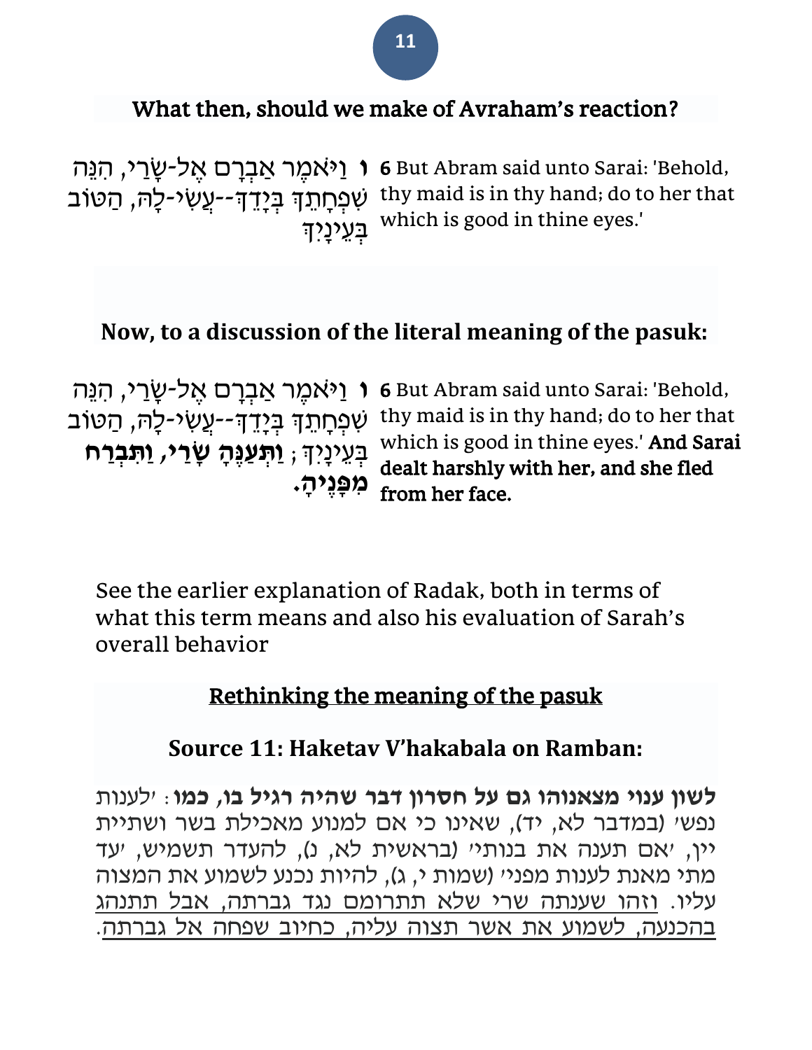## What then, should we make of Avraham's reaction?

| | |
|---|---|
| **ו** וַיֹּאמֶר אַבְרָם אֶל-שָׂרַי, הִנֵּה שִׁפְחָתֵךְ בְּיָדֵךְ--עֲשִׂי-לָהּ, הַטּוֹב בְּעֵינָיִךְ | **6** But Abram said unto Sarai: 'Behold, thy maid is in thy hand; do to her that which is good in thine eyes.' |

## Now, to a discussion of the literal meaning of the pasuk:

| | |
|---|---|
| **ו** וַיֹּאמֶר אַבְרָם אֶל-שָׂרַי, הִנֵּה שִׁפְחָתֵךְ בְּיָדֵךְ--עֲשִׂי-לָהּ, הַטּוֹב בְּעֵינָיִךְ; **וַתְּעַנֶּהָ שָׂרַי, וַתִּבְרַח מִפָּנֶיהָ.** | **6** But Abram said unto Sarai: 'Behold, thy maid is in thy hand; do to her that which is good in thine eyes.' **And Sarai dealt harshly with her, and she fled from her face.** |

See the earlier explanation of Radak, both in terms of what this term means and also his evaluation of Sarah's overall behavior

## Rethinking the meaning of the pasuk

### Source 11: Haketav V'hakabala on Ramban:

**לשון עִנוּי מצאנוהו גם על חסרון דבר שהיה רגיל בו, כמו**: 'לענות נפש' (במדבר לא, יד), שאינו כי אם למנוע מאכילת בשר ושתיית יין, 'אם תענה את בנותי' (בראשית לא, נ), להעדר תשמיש, 'עד מתי מאנת לענות מפני' (שמות י, ג), להיות נכנע לשמוע את המצוה עליו. וזהו שענתה שרי שלא תתרומם נגד גברתה, אבל תתנהג בהכנעה, לשמוע את אשר תצוה עליה, כחיוב שפחה אל גברתה.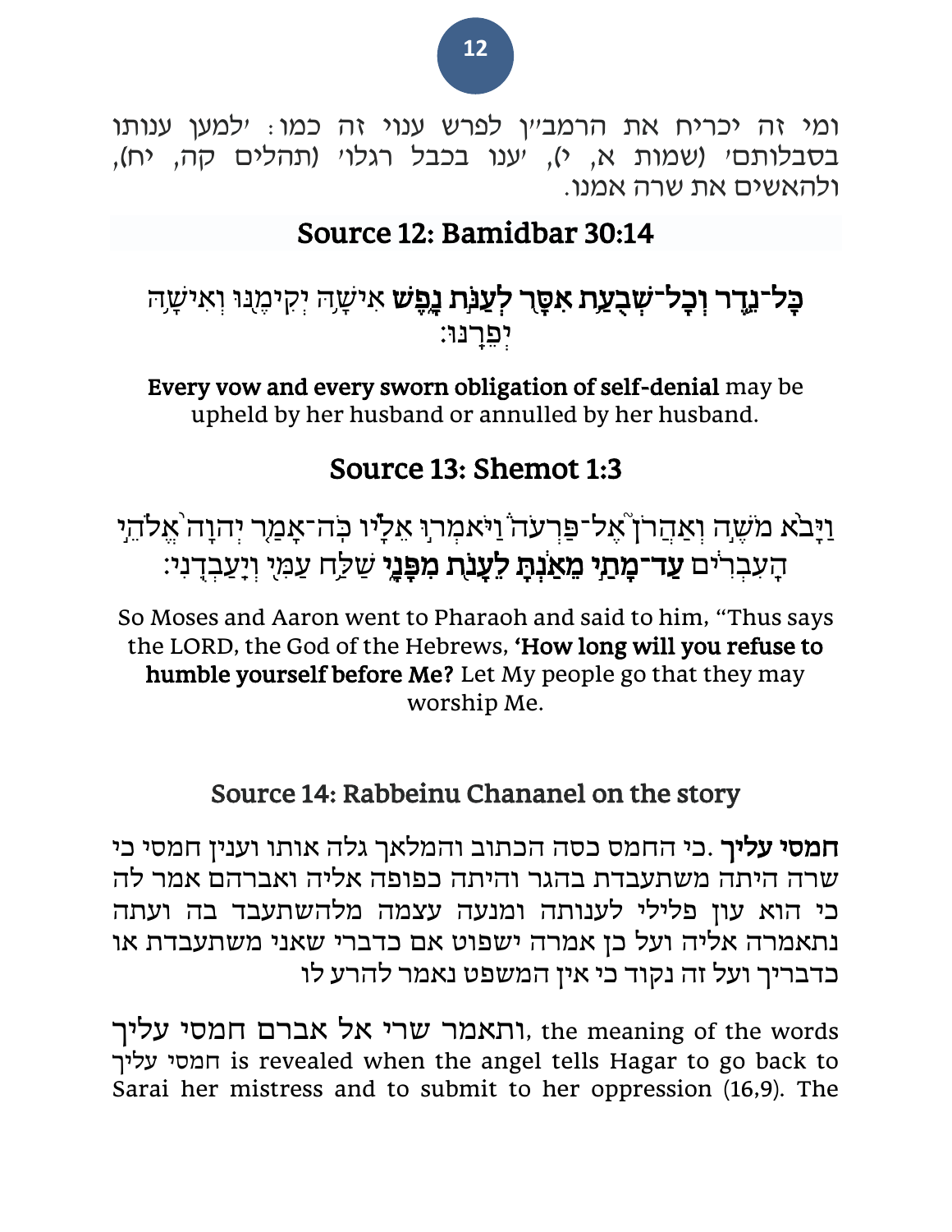ומי זה יכריח את הרמב"ן לפרש ענוי זה כמו: 'למען ענותו בסבלותם' (שמות א, י), 'ענו בכבל רגלו' (תהלים קה, יח), ולהאשים את שרה אמנו.

## Source 12: Bamidbar 30:14

**כָּל־נֵ֛דֶר וְכָל־שְׁבֻ֥עַת אִסָּ֖ר לְעַנֹּ֣ת נָ֑פֶשׁ** אִישָׁ֥הּ יְקִימֶ֖נּוּ וְאִישָׁ֥הּ יְפֵרֶֽנּוּ׃

**Every vow and every sworn obligation of self-denial** may be upheld by her husband or annulled by her husband.

## Source 13: Shemot 1:3

וַיָּבֹ֨א מֹשֶׁ֣ה וְאַהֲרֹן֮ אֶל־פַּרְעֹה֒ וַיֹּאמְר֣וּ אֵלָ֗יו כֹּֽה־אָמַ֤ר יְהֹוָה֙ אֱלֹהֵ֣י הָעִבְרִ֔ים **עַד־מָתַ֣י מֵאַ֔נְתָּ לֵעָנֹ֖ת מִפָּנָ֑י** שַׁלַּ֥ח עַמִּ֖י וְיַֽעַבְדֻֽנִי׃

So Moses and Aaron went to Pharaoh and said to him, "Thus says the LORD, the God of the Hebrews, **'How long will you refuse to humble yourself before Me?** Let My people go that they may worship Me.

### Source 14: Rabbeinu Chananel on the story

**חמסי עליך**. כי החמס כסה הכתוב והמלאך גלה אותו וענין חמסי כי שרה היתה משתעבדת בהגר והיתה כפופה אליה ואברהם אמר לה כי הוא עון פלילי לענותה ומנעה עצמה מלהשתעבד בה ועתה נתאמרה אליה ועל כן אמרה ישפוט אם כדברי שאני משתעבדת או כדבריך ועל זה נקוד כי אין המשפט נאמר להרע לו

ותאמר שרי אל אברם חמסי עליך, the meaning of the words חמסי עליך is revealed when the angel tells Hagar to go back to Sarai her mistress and to submit to her oppression (16,9). The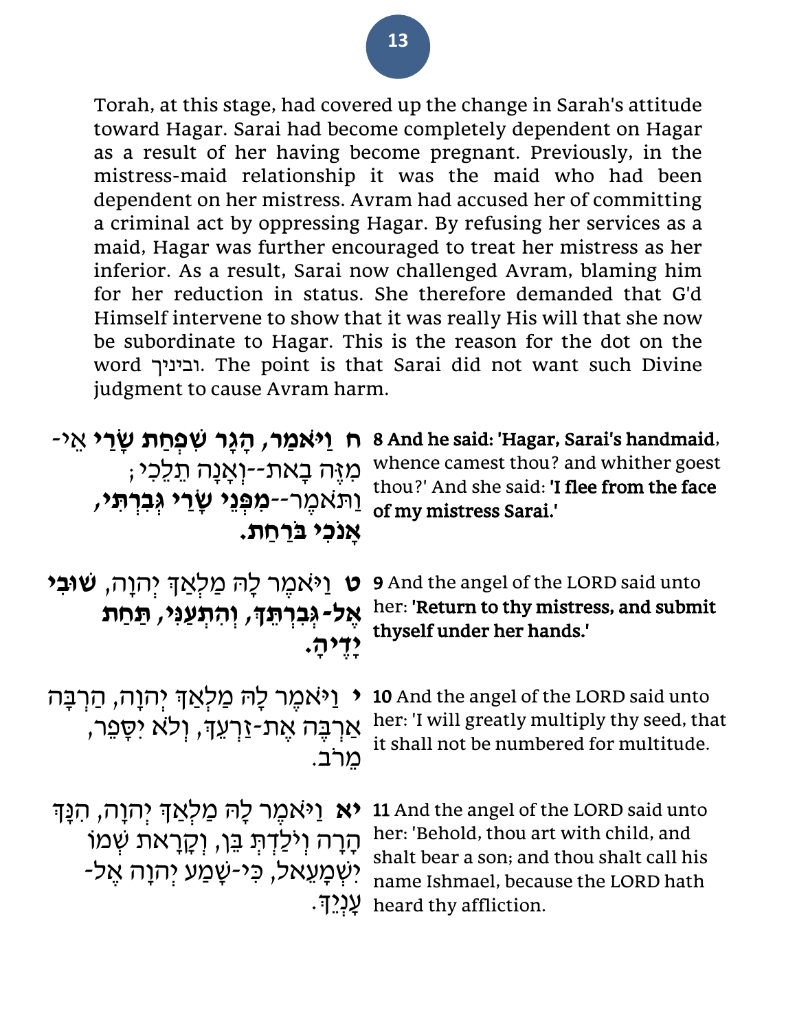Torah, at this stage, had covered up the change in Sarah's attitude toward Hagar. Sarai had become completely dependent on Hagar as a result of her having become pregnant. Previously, in the mistress-maid relationship it was the maid who had been dependent on her mistress. Avram had accused her of committing a criminal act by oppressing Hagar. By refusing her services as a maid, Hagar was further encouraged to treat her mistress as her inferior. As a result, Sarai now challenged Avram, blaming him for her reduction in status. She therefore demanded that G'd Himself intervene to show that it was really His will that she now be subordinate to Hagar. This is the reason for the dot on the word וביניך. The point is that Sarai did not want such Divine judgment to cause Avram harm.

| | |
|---|---|
| **8 And he said: 'Hagar, Sarai's handmaid**, whence camest thou? and whither goest thou?' And she said: **'I flee from the face of my mistress Sarai.'** | **ח וַיֹּאמַר, הָגָר שִׁפְחַת שָׂרַי** אֵי-מִזֶּה בָאת--וְאָנָה תֵלֵכִי; וַתֹּאמֶר--**מִפְּנֵי שָׂרַי גְּבִרְתִּי, אָנֹכִי בֹּרַחַת.** |
| **9** And the angel of the LORD said unto her: **'Return to thy mistress, and submit thyself under her hands.'** | **ט** וַיֹּאמֶר לָהּ מַלְאַךְ יְהוָה, **שׁוּבִי אֶל-גְּבִרְתֵּךְ, וְהִתְעַנִּי, תַּחַת יָדֶיהָ.** |
| **10** And the angel of the LORD said unto her: 'I will greatly multiply thy seed, that it shall not be numbered for multitude. | **י** וַיֹּאמֶר לָהּ מַלְאַךְ יְהוָה, הַרְבָּה אַרְבֶּה אֶת-זַרְעֵךְ, וְלֹא יִסָּפֵר, מֵרֹב. |
| **11** And the angel of the LORD said unto her: 'Behold, thou art with child, and shalt bear a son; and thou shalt call his name Ishmael, because the LORD hath heard thy affliction. | **יא** וַיֹּאמֶר לָהּ מַלְאַךְ יְהוָה, הִנָּךְ הָרָה וְיֹלַדְתְּ בֵּן, וְקָרָאת שְׁמוֹ יִשְׁמָעֵאל, כִּי-שָׁמַע יְהוָה אֶל-עָנְיֵךְ. |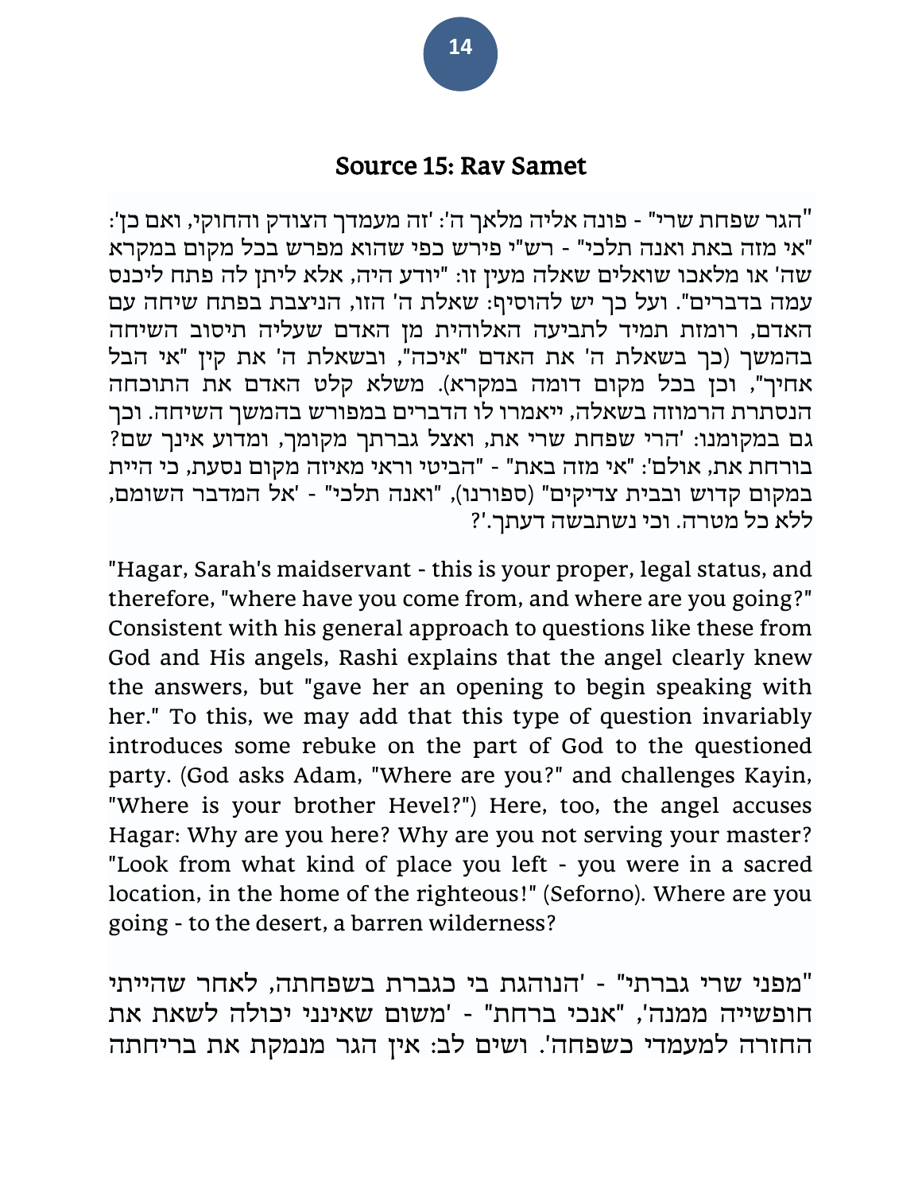## Source 15: Rav Samet

"הגר שפחת שרי" - פונה אליה מלאך ה': 'זה מעמדך הצודק והחוקי, ואם כן': "אי מזה באת ואנה תלכי" - רש"י פירש כפי שהוא מפרש בכל מקום במקרא שה' או מלאכו שואלים שאלה מעין זו: "יודע היה, אלא ליתן לה פתח ליכנס עמה בדברים". ועל כך יש להוסיף: שאלת ה' הזו, הניצבת בפתח שיחה עם האדם, רומזת תמיד לתביעה האלוהית מן האדם שעליה תיסוב השיחה בהמשך (כך בשאלת ה' את האדם "איכה", ובשאלת ה' את קין "אי הבל אחיך", וכן בכל מקום דומה במקרא). משלא קלט האדם את התוכחה הנסתרת הרמוזה בשאלה, ייאמרו לו הדברים במפורש בהמשך השיחה. וכך גם במקומנו: 'הרי שפחת שרי את, ואצל גברתך מקומך, ומדוע אינך שם? בורחת את, אולם': "אי מזה באת" - "הביטי וראי מאיזה מקום נסעת, כי היית במקום קדוש ובבית צדיקים" (ספורנו), "ואנה תלכי" - 'אל המדבר השומם, ללא כל מטרה. וכי נשתבשה דעתך.'?

"Hagar, Sarah's maidservant - this is your proper, legal status, and therefore, "where have you come from, and where are you going?" Consistent with his general approach to questions like these from God and His angels, Rashi explains that the angel clearly knew the answers, but "gave her an opening to begin speaking with her." To this, we may add that this type of question invariably introduces some rebuke on the part of God to the questioned party. (God asks Adam, "Where are you?" and challenges Kayin, "Where is your brother Hevel?") Here, too, the angel accuses Hagar: Why are you here? Why are you not serving your master? "Look from what kind of place you left - you were in a sacred location, in the home of the righteous!" (Seforno). Where are you going - to the desert, a barren wilderness?

"מפני שרי גברתי" - 'הנוהגת בי כגברת בשפחתה, לאחר שהייתי חופשייה ממנה', "אנכי ברחת" - 'משום שאינני יכולה לשאת את החזרה למעמדי כשפחה'. ושים לב: אין הגר מנמקת את בריחתה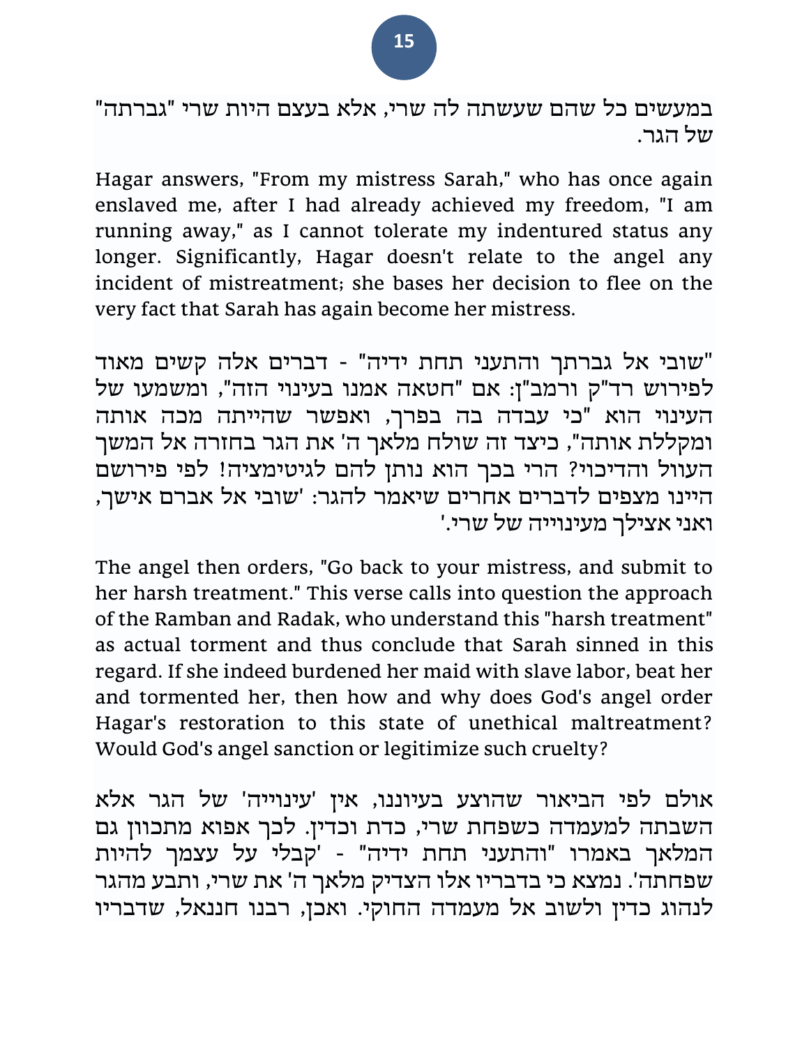במעשים כל שהם שעשתה לה שרי, אלא בעצם היות שרי "גברתה" של הגר.

Hagar answers, "From my mistress Sarah," who has once again enslaved me, after I had already achieved my freedom, "I am running away," as I cannot tolerate my indentured status any longer. Significantly, Hagar doesn't relate to the angel any incident of mistreatment; she bases her decision to flee on the very fact that Sarah has again become her mistress.

"שובי אל גברתך והתעני תחת ידיה" - דברים אלה קשים מאוד לפירוש רד"ק ורמב"ן: אם "חטאה אמנו בעינוי הזה", ומשמעו של העינוי הוא "כי עבדה בה בפרך, ואפשר שהייתה מכה אותה ומקללת אותה", כיצד זה שולח מלאך ה' את הגר בחזרה אל המשך העוול והדיכוי? הרי בכך הוא נותן להם לגיטימציה! לפי פירושם היינו מצפים לדברים אחרים שיאמר להגר: 'שובי אל אברם אישך, ואני אצילך מעינוייה של שרי.'

The angel then orders, "Go back to your mistress, and submit to her harsh treatment." This verse calls into question the approach of the Ramban and Radak, who understand this "harsh treatment" as actual torment and thus conclude that Sarah sinned in this regard. If she indeed burdened her maid with slave labor, beat her and tormented her, then how and why does God's angel order Hagar's restoration to this state of unethical maltreatment? Would God's angel sanction or legitimize such cruelty?

אולם לפי הביאור שהוצע בעיוננו, אין 'עינוייה' של הגר אלא השבתה למעמדה כשפחת שרי, כדת וכדין. לכך אפוא מתכוון גם המלאך באמרו "והתעני תחת ידיה" - 'קבלי על עצמך להיות שפחתה'. נמצא כי בדבריו אלו הצדיק מלאך ה' את שרי, ותבע מהגר לנהוג כדין ולשוב אל מעמדה החוקי. ואכן, רבנו חננאל, שדבריו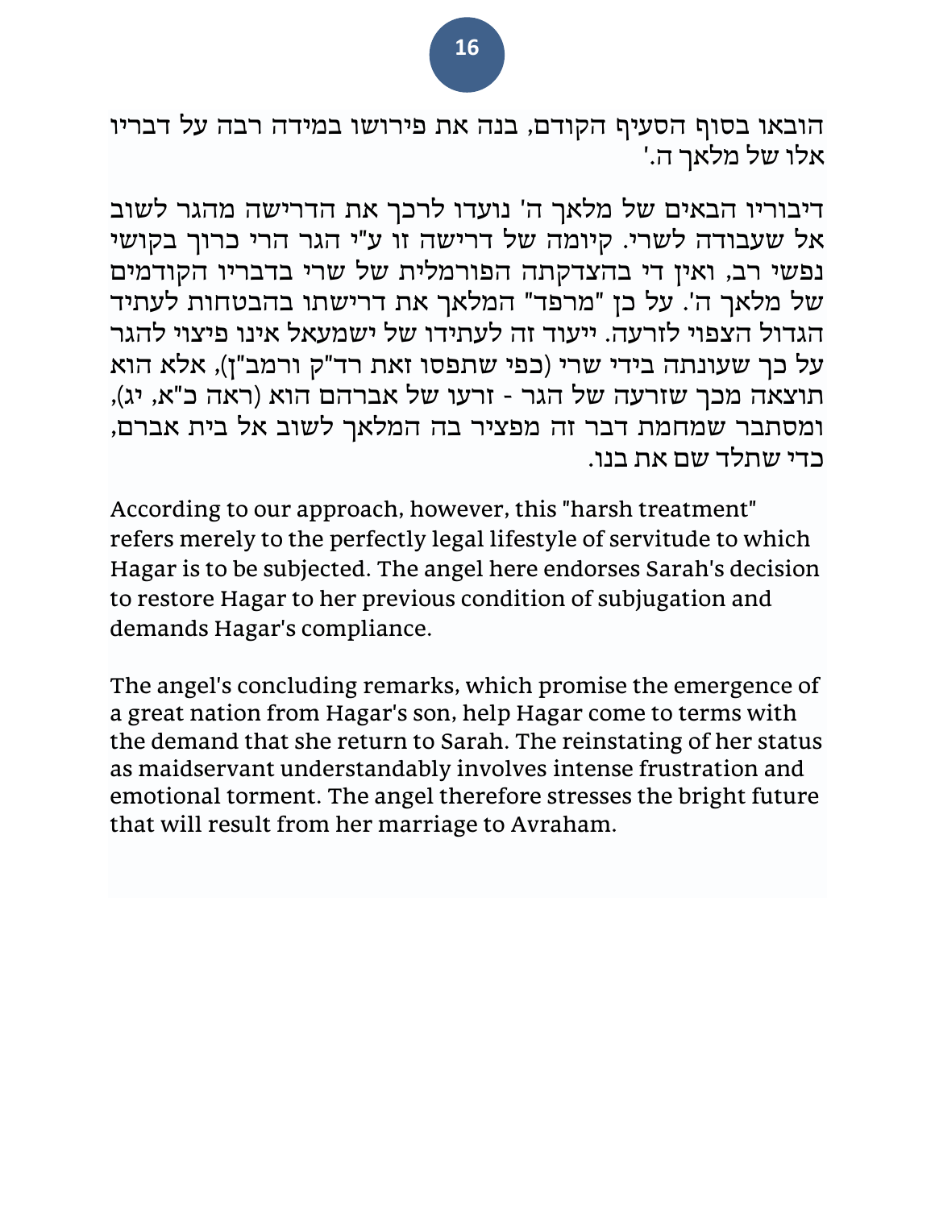הובאו בסוף הסעיף הקודם, בנה את פירושו במידה רבה על דבריו אלו של מלאך ה.'

דיבוריו הבאים של מלאך ה' נועדו לרכך את הדרישה מהגר לשוב אל שעבודה לשרי. קיומה של דרישה זו ע"י הגר הרי כרוך בקושי נפשי רב, ואין די בהצדקתה הפורמלית של שרי בדבריו הקודמים של מלאך ה'. על כן "מרפד" המלאך את דרישתו בהבטחות לעתיד הגדול הצפוי לזרעה. ייעוד זה לעתידו של ישמעאל אינו פיצוי להגר על כך שעונתה בידי שרי (כפי שתפסו זאת רד"ק ורמב"ן), אלא הוא תוצאה מכך שזרעה של הגר - זרעו של אברהם הוא (ראה כ"א, יג), ומסתבר שמחמת דבר זה מפציר בה המלאך לשוב אל בית אברם, כדי שתלד שם את בנו.

According to our approach, however, this "harsh treatment" refers merely to the perfectly legal lifestyle of servitude to which Hagar is to be subjected. The angel here endorses Sarah's decision to restore Hagar to her previous condition of subjugation and demands Hagar's compliance.

The angel's concluding remarks, which promise the emergence of a great nation from Hagar's son, help Hagar come to terms with the demand that she return to Sarah. The reinstating of her status as maidservant understandably involves intense frustration and emotional torment. The angel therefore stresses the bright future that will result from her marriage to Avraham.